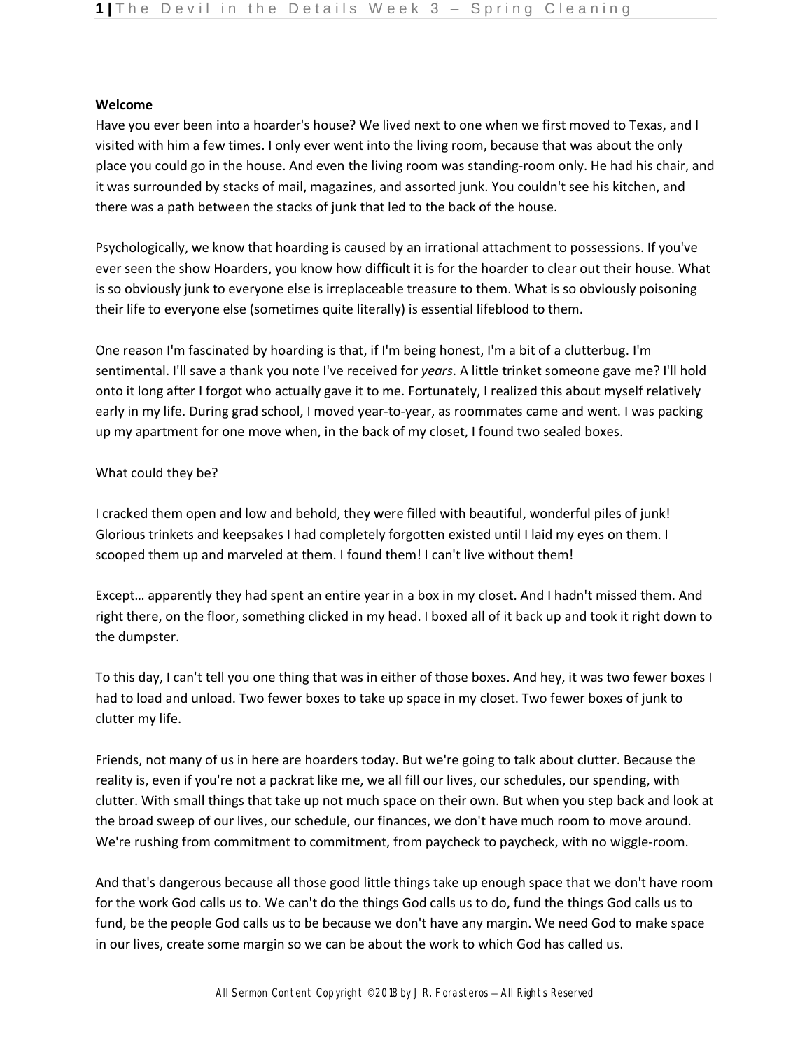**Welcome**

Have you ever been into a hoarder's house? We lived next to one when we first moved to Texas, and I visited with him a few times. I only ever went into the living room, because that was about the only place you could go in the house. And even the living room was standing-room only. He had his chair, and it was surrounded by stacks of mail, magazines, and assorted junk. You couldn't see his kitchen, and there was a path between the stacks of junk that led to the back of the house.

Psychologically, we know that hoarding is caused by an irrational attachment to possessions. If you've ever seen the show Hoarders, you know how difficult it is for the hoarder to clear out their house. What is so obviously junk to everyone else is irreplaceable treasure to them. What is so obviously poisoning their life to everyone else (sometimes quite literally) is essential lifeblood to them.

One reason I'm fascinated by hoarding is that, if I'm being honest, I'm a bit of a clutterbug. I'm sentimental. I'll save a thank you note I've received for *years*. A little trinket someone gave me? I'll hold onto it long after I forgot who actually gave it to me. Fortunately, I realized this about myself relatively early in my life. During grad school, I moved year-to-year, as roommates came and went. I was packing up my apartment for one move when, in the back of my closet, I found two sealed boxes.

What could they be?

I cracked them open and low and behold, they were filled with beautiful, wonderful piles of junk! Glorious trinkets and keepsakes I had completely forgotten existed until I laid my eyes on them. I scooped them up and marveled at them. I found them! I can't live without them!

Except… apparently they had spent an entire year in a box in my closet. And I hadn't missed them. And right there, on the floor, something clicked in my head. I boxed all of it back up and took it right down to the dumpster.

To this day, I can't tell you one thing that was in either of those boxes. And hey, it was two fewer boxes I had to load and unload. Two fewer boxes to take up space in my closet. Two fewer boxes of junk to clutter my life.

Friends, not many of us in here are hoarders today. But we're going to talk about clutter. Because the reality is, even if you're not a packrat like me, we all fill our lives, our schedules, our spending, with clutter. With small things that take up not much space on their own. But when you step back and look at the broad sweep of our lives, our schedule, our finances, we don't have much room to move around. We're rushing from commitment to commitment, from paycheck to paycheck, with no wiggle-room.

And that's dangerous because all those good little things take up enough space that we don't have room for the work God calls us to. We can't do the things God calls us to do, fund the things God calls us to fund, be the people God calls us to be because we don't have any margin. We need God to make space in our lives, create some margin so we can be about the work to which God has called us.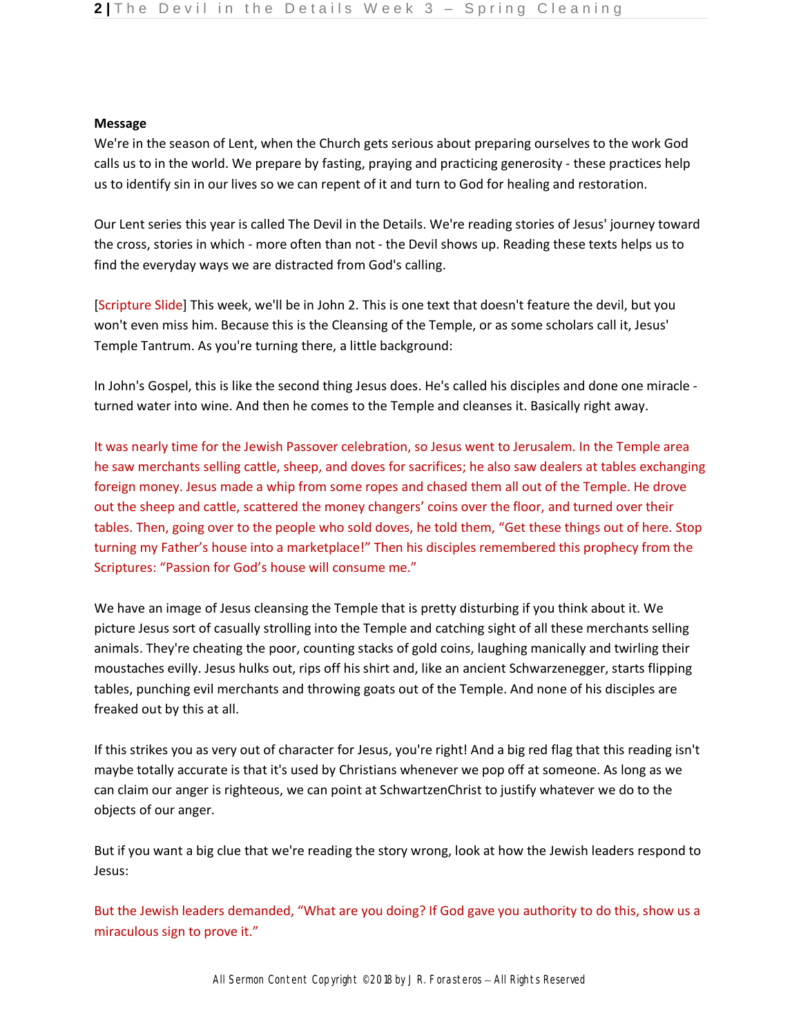**Message**

We're in the season of Lent, when the Church gets serious about preparing ourselves to the work God calls us to in the world. We prepare by fasting, praying and practicing generosity - these practices help us to identify sin in our lives so we can repent of it and turn to God for healing and restoration.

Our Lent series this year is called The Devil in the Details. We're reading stories of Jesus' journey toward the cross, stories in which - more often than not - the Devil shows up. Reading these texts helps us to find the everyday ways we are distracted from God's calling.

[Scripture Slide] This week, we'll be in John 2. This is one text that doesn't feature the devil, but you won't even miss him. Because this is the Cleansing of the Temple, or as some scholars call it, Jesus' Temple Tantrum. As you're turning there, a little background:

In John's Gospel, this is like the second thing Jesus does. He's called his disciples and done one miracle - turned water into wine. And then he comes to the Temple and cleanses it. Basically right away.

It was nearly time for the Jewish Passover celebration, so Jesus went to Jerusalem. In the Temple area he saw merchants selling cattle, sheep, and doves for sacrifices; he also saw dealers at tables exchanging foreign money. Jesus made a whip from some ropes and chased them all out of the Temple. He drove out the sheep and cattle, scattered the money changers' coins over the floor, and turned over their tables. Then, going over to the people who sold doves, he told them, "Get these things out of here. Stop turning my Father's house into a marketplace!" Then his disciples remembered this prophecy from the Scriptures: "Passion for God's house will consume me."

We have an image of Jesus cleansing the Temple that is pretty disturbing if you think about it. We picture Jesus sort of casually strolling into the Temple and catching sight of all these merchants selling animals. They're cheating the poor, counting stacks of gold coins, laughing manically and twirling their moustaches evilly. Jesus hulks out, rips off his shirt and, like an ancient Schwarzenegger, starts flipping tables, punching evil merchants and throwing goats out of the Temple. And none of his disciples are freaked out by this at all.

If this strikes you as very out of character for Jesus, you're right! And a big red flag that this reading isn't maybe totally accurate is that it's used by Christians whenever we pop off at someone. As long as we can claim our anger is righteous, we can point at SchwartzenChrist to justify whatever we do to the objects of our anger.

But if you want a big clue that we're reading the story wrong, look at how the Jewish leaders respond to Jesus:

But the Jewish leaders demanded, "What are you doing? If God gave you authority to do this, show us a miraculous sign to prove it."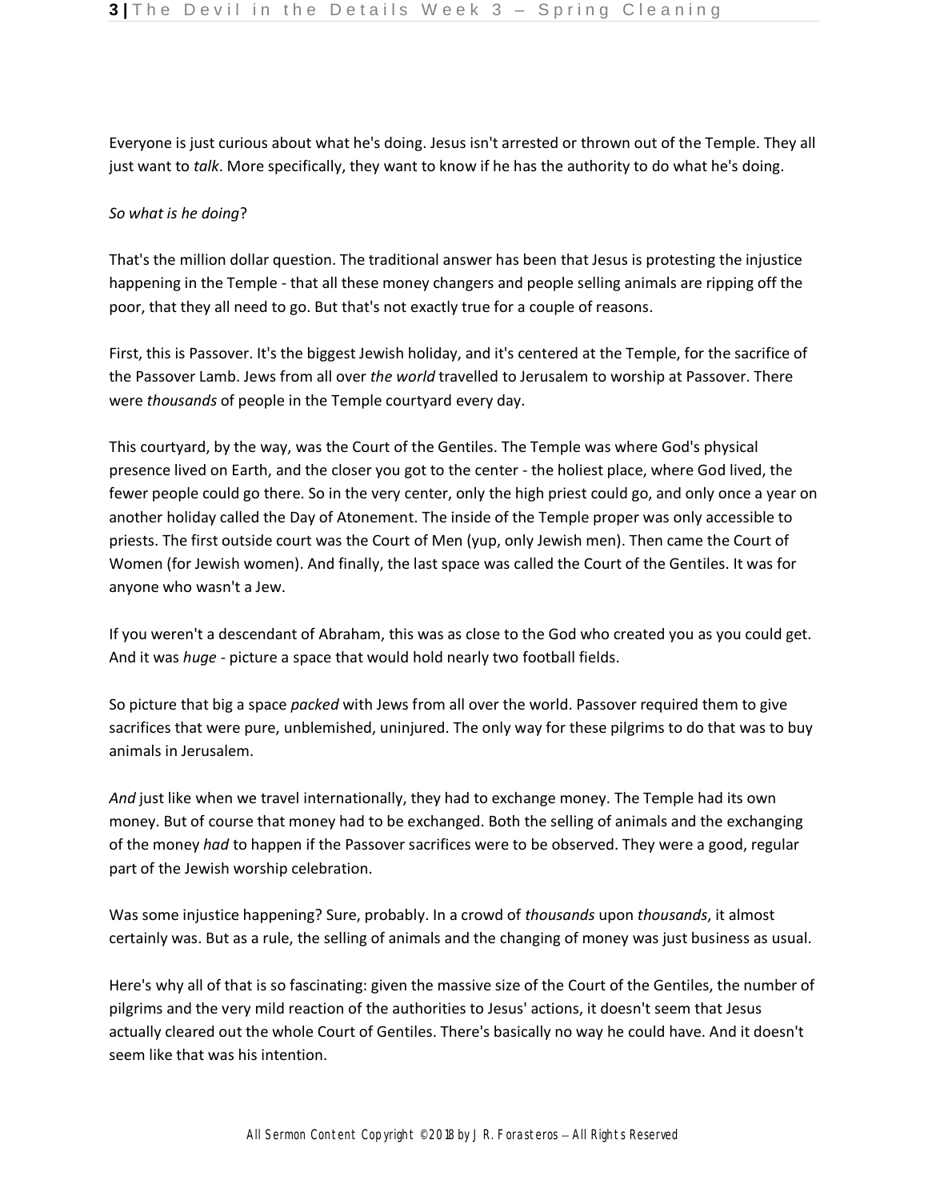Everyone is just curious about what he's doing. Jesus isn't arrested or thrown out of the Temple. They all just want to *talk*. More specifically, they want to know if he has the authority to do what he's doing.

*So what is he doing*?

That's the million dollar question. The traditional answer has been that Jesus is protesting the injustice happening in the Temple - that all these money changers and people selling animals are ripping off the poor, that they all need to go. But that's not exactly true for a couple of reasons.

First, this is Passover. It's the biggest Jewish holiday, and it's centered at the Temple, for the sacrifice of the Passover Lamb. Jews from all over *the world* travelled to Jerusalem to worship at Passover. There were *thousands* of people in the Temple courtyard every day.

This courtyard, by the way, was the Court of the Gentiles. The Temple was where God's physical presence lived on Earth, and the closer you got to the center - the holiest place, where God lived, the fewer people could go there. So in the very center, only the high priest could go, and only once a year on another holiday called the Day of Atonement. The inside of the Temple proper was only accessible to priests. The first outside court was the Court of Men (yup, only Jewish men). Then came the Court of Women (for Jewish women). And finally, the last space was called the Court of the Gentiles. It was for anyone who wasn't a Jew.

If you weren't a descendant of Abraham, this was as close to the God who created you as you could get. And it was *huge* - picture a space that would hold nearly two football fields.

So picture that big a space *packed* with Jews from all over the world. Passover required them to give sacrifices that were pure, unblemished, uninjured. The only way for these pilgrims to do that was to buy animals in Jerusalem.

*And* just like when we travel internationally, they had to exchange money. The Temple had its own money. But of course that money had to be exchanged. Both the selling of animals and the exchanging of the money *had* to happen if the Passover sacrifices were to be observed. They were a good, regular part of the Jewish worship celebration.

Was some injustice happening? Sure, probably. In a crowd of *thousands* upon *thousands*, it almost certainly was. But as a rule, the selling of animals and the changing of money was just business as usual.

Here's why all of that is so fascinating: given the massive size of the Court of the Gentiles, the number of pilgrims and the very mild reaction of the authorities to Jesus' actions, it doesn't seem that Jesus actually cleared out the whole Court of Gentiles. There's basically no way he could have. And it doesn't seem like that was his intention.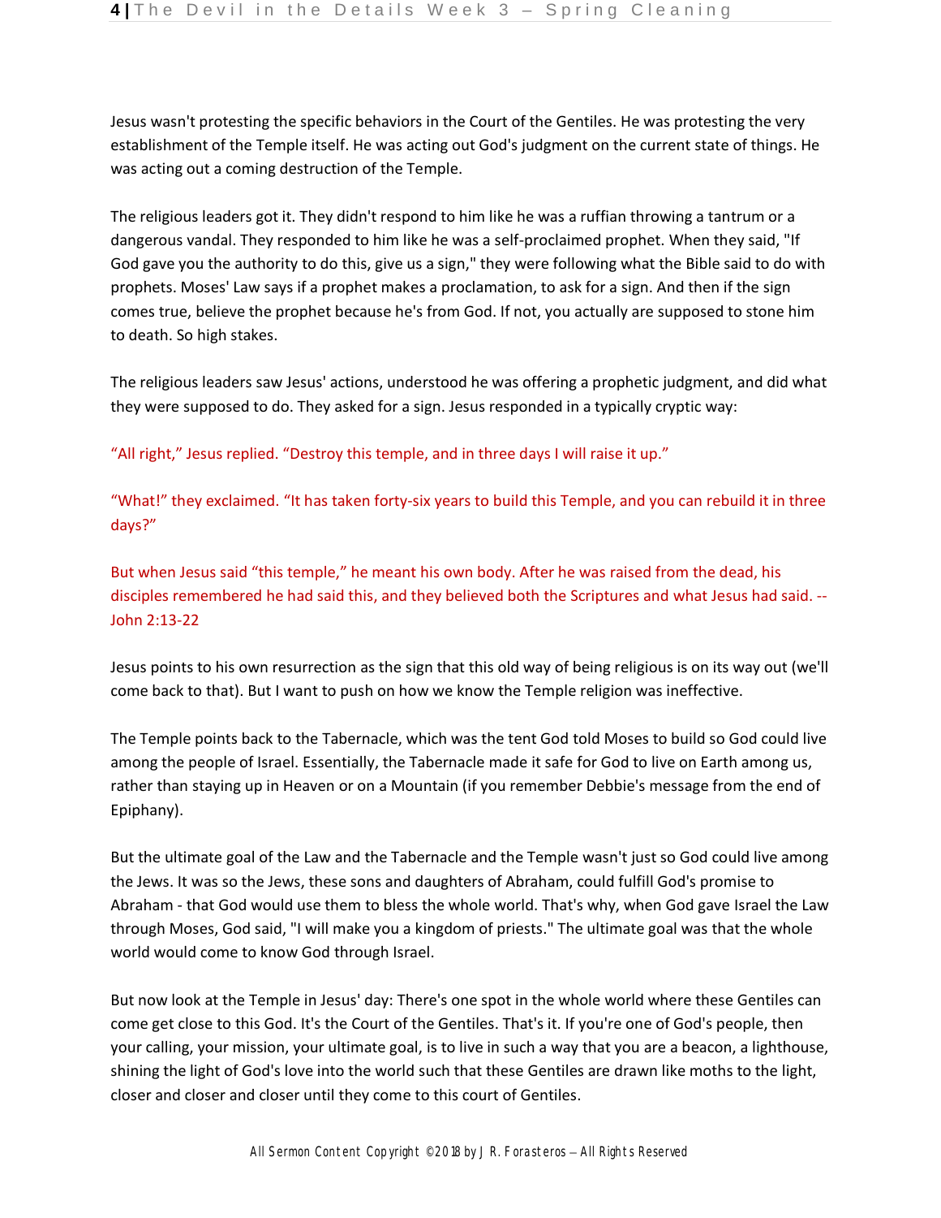Jesus wasn't protesting the specific behaviors in the Court of the Gentiles. He was protesting the very establishment of the Temple itself. He was acting out God's judgment on the current state of things. He was acting out a coming destruction of the Temple.

The religious leaders got it. They didn't respond to him like he was a ruffian throwing a tantrum or a dangerous vandal. They responded to him like he was a self-proclaimed prophet. When they said, "If God gave you the authority to do this, give us a sign," they were following what the Bible said to do with prophets. Moses' Law says if a prophet makes a proclamation, to ask for a sign. And then if the sign comes true, believe the prophet because he's from God. If not, you actually are supposed to stone him to death. So high stakes.

The religious leaders saw Jesus' actions, understood he was offering a prophetic judgment, and did what they were supposed to do. They asked for a sign. Jesus responded in a typically cryptic way:

"All right," Jesus replied. "Destroy this temple, and in three days I will raise it up."

"What!" they exclaimed. "It has taken forty-six years to build this Temple, and you can rebuild it in three days?"

But when Jesus said "this temple," he meant his own body. After he was raised from the dead, his disciples remembered he had said this, and they believed both the Scriptures and what Jesus had said. -- John 2:13-22

Jesus points to his own resurrection as the sign that this old way of being religious is on its way out (we'll come back to that). But I want to push on how we know the Temple religion was ineffective.

The Temple points back to the Tabernacle, which was the tent God told Moses to build so God could live among the people of Israel. Essentially, the Tabernacle made it safe for God to live on Earth among us, rather than staying up in Heaven or on a Mountain (if you remember Debbie's message from the end of Epiphany).

But the ultimate goal of the Law and the Tabernacle and the Temple wasn't just so God could live among the Jews. It was so the Jews, these sons and daughters of Abraham, could fulfill God's promise to Abraham - that God would use them to bless the whole world. That's why, when God gave Israel the Law through Moses, God said, "I will make you a kingdom of priests." The ultimate goal was that the whole world would come to know God through Israel.

But now look at the Temple in Jesus' day: There's one spot in the whole world where these Gentiles can come get close to this God. It's the Court of the Gentiles. That's it. If you're one of God's people, then your calling, your mission, your ultimate goal, is to live in such a way that you are a beacon, a lighthouse, shining the light of God's love into the world such that these Gentiles are drawn like moths to the light, closer and closer and closer until they come to this court of Gentiles.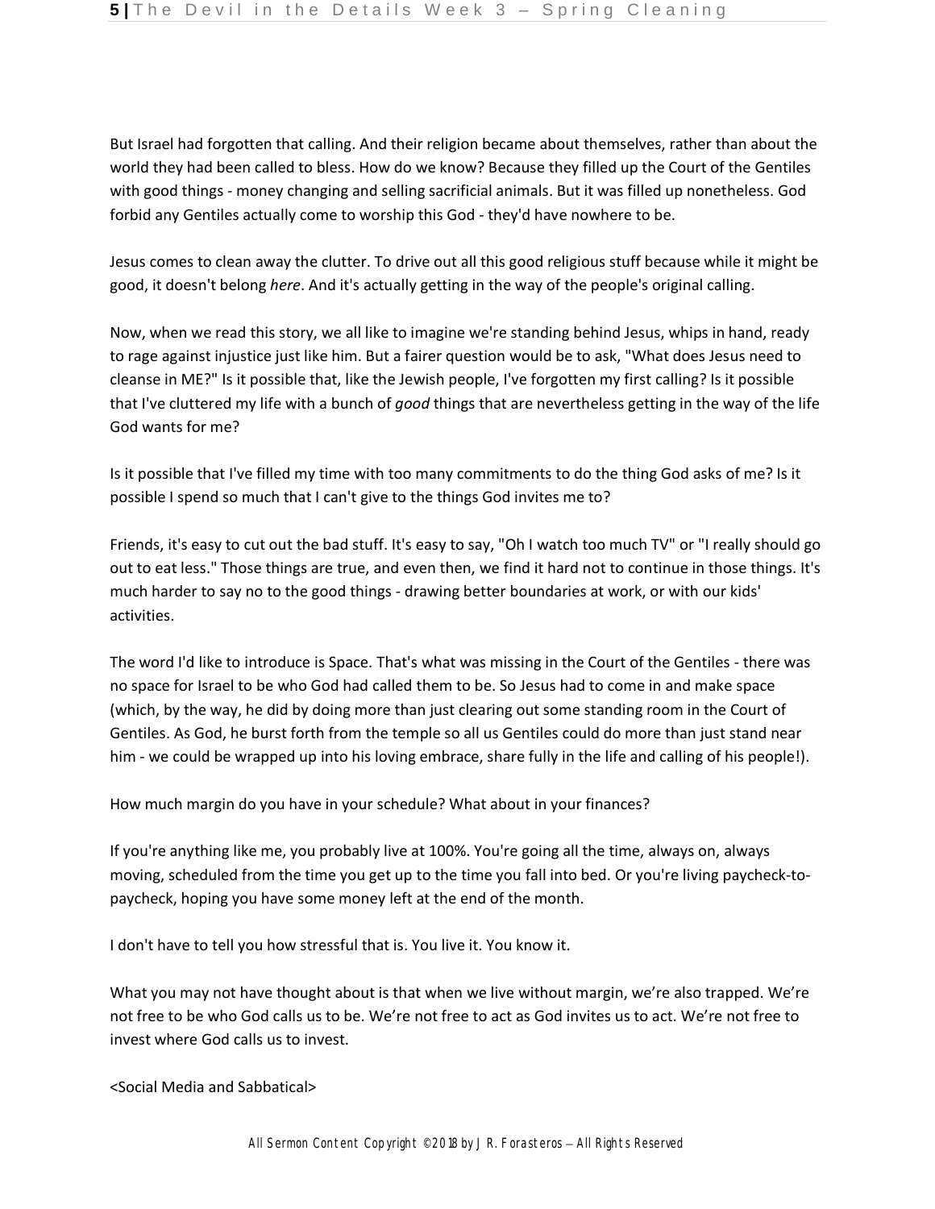But Israel had forgotten that calling. And their religion became about themselves, rather than about the world they had been called to bless. How do we know? Because they filled up the Court of the Gentiles with good things - money changing and selling sacrificial animals. But it was filled up nonetheless. God forbid any Gentiles actually come to worship this God - they'd have nowhere to be.

Jesus comes to clean away the clutter. To drive out all this good religious stuff because while it might be good, it doesn't belong *here*. And it's actually getting in the way of the people's original calling.

Now, when we read this story, we all like to imagine we're standing behind Jesus, whips in hand, ready to rage against injustice just like him. But a fairer question would be to ask, "What does Jesus need to cleanse in ME?" Is it possible that, like the Jewish people, I've forgotten my first calling? Is it possible that I've cluttered my life with a bunch of *good* things that are nevertheless getting in the way of the life God wants for me?

Is it possible that I've filled my time with too many commitments to do the thing God asks of me? Is it possible I spend so much that I can't give to the things God invites me to?

Friends, it's easy to cut out the bad stuff. It's easy to say, "Oh I watch too much TV" or "I really should go out to eat less." Those things are true, and even then, we find it hard not to continue in those things. It's much harder to say no to the good things - drawing better boundaries at work, or with our kids' activities.

The word I'd like to introduce is Space. That's what was missing in the Court of the Gentiles - there was no space for Israel to be who God had called them to be. So Jesus had to come in and make space (which, by the way, he did by doing more than just clearing out some standing room in the Court of Gentiles. As God, he burst forth from the temple so all us Gentiles could do more than just stand near him - we could be wrapped up into his loving embrace, share fully in the life and calling of his people!).

How much margin do you have in your schedule? What about in your finances?

If you're anything like me, you probably live at 100%. You're going all the time, always on, always moving, scheduled from the time you get up to the time you fall into bed. Or you're living paycheck-to-paycheck, hoping you have some money left at the end of the month.

I don't have to tell you how stressful that is. You live it. You know it.

What you may not have thought about is that when we live without margin, we're also trapped. We're not free to be who God calls us to be. We're not free to act as God invites us to act. We're not free to invest where God calls us to invest.

<Social Media and Sabbatical>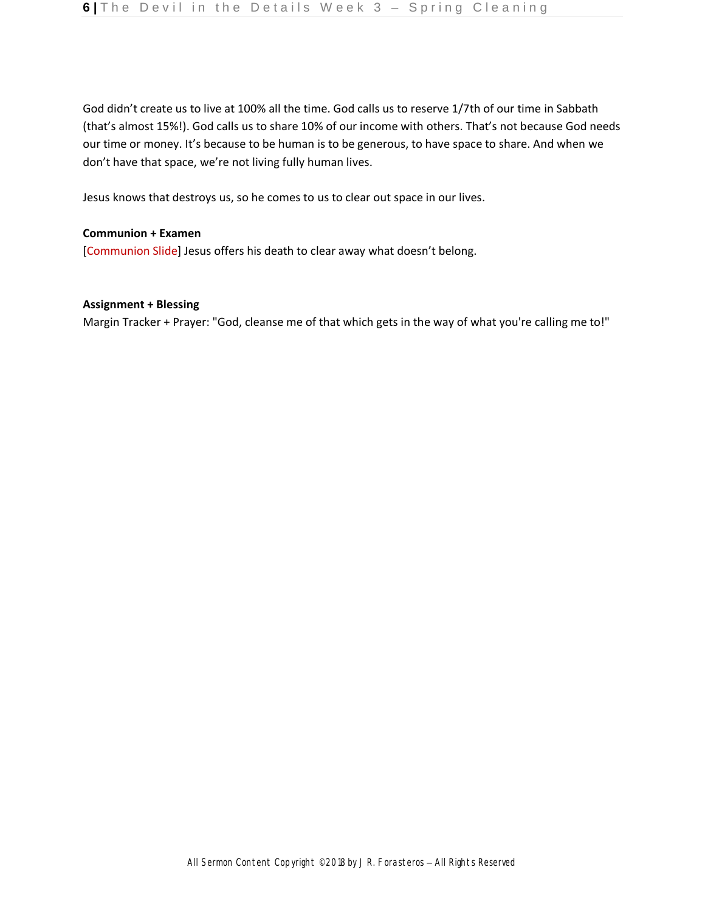God didn't create us to live at 100% all the time. God calls us to reserve 1/7th of our time in Sabbath (that's almost 15%!). God calls us to share 10% of our income with others. That's not because God needs our time or money. It's because to be human is to be generous, to have space to share. And when we don't have that space, we're not living fully human lives.

Jesus knows that destroys us, so he comes to us to clear out space in our lives.

**Communion + Examen**

[Communion Slide] Jesus offers his death to clear away what doesn't belong.

**Assignment + Blessing**

Margin Tracker + Prayer: "God, cleanse me of that which gets in the way of what you're calling me to!"

All Sermon Content Copyright ©2018 by JR. Forasteros – All Rights Reserved